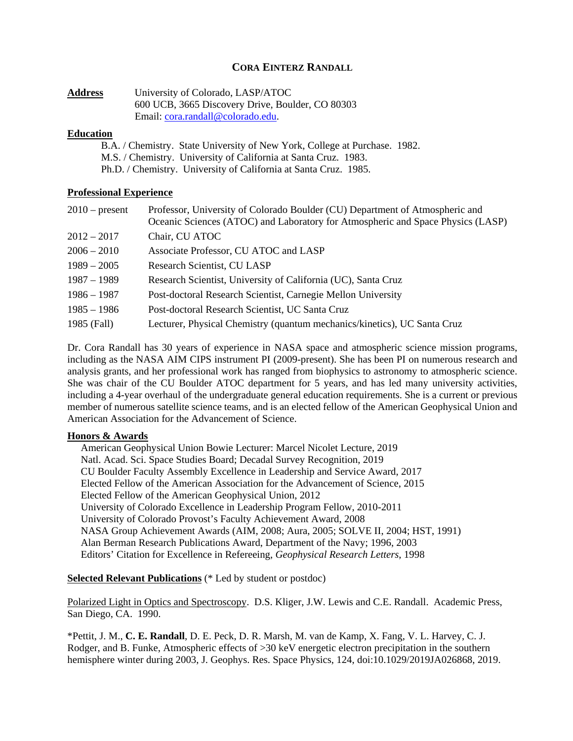# CORA EINTERZ RANDALL

**Address** University of Colorado, LASP/ATOC
600 UCB, 3665 Discovery Drive, Boulder, CO 80303
Email: cora.randall@colorado.edu.

## Education

B.A. / Chemistry. State University of New York, College at Purchase. 1982.
M.S. / Chemistry. University of California at Santa Cruz. 1983.
Ph.D. / Chemistry. University of California at Santa Cruz. 1985.

## Professional Experience

| | |
|---|---|
| 2010 – present | Professor, University of Colorado Boulder (CU) Department of Atmospheric and Oceanic Sciences (ATOC) and Laboratory for Atmospheric and Space Physics (LASP) |
| 2012 – 2017 | Chair, CU ATOC |
| 2006 – 2010 | Associate Professor, CU ATOC and LASP |
| 1989 – 2005 | Research Scientist, CU LASP |
| 1987 – 1989 | Research Scientist, University of California (UC), Santa Cruz |
| 1986 – 1987 | Post-doctoral Research Scientist, Carnegie Mellon University |
| 1985 – 1986 | Post-doctoral Research Scientist, UC Santa Cruz |
| 1985 (Fall) | Lecturer, Physical Chemistry (quantum mechanics/kinetics), UC Santa Cruz |

Dr. Cora Randall has 30 years of experience in NASA space and atmospheric science mission programs, including as the NASA AIM CIPS instrument PI (2009-present). She has been PI on numerous research and analysis grants, and her professional work has ranged from biophysics to astronomy to atmospheric science. She was chair of the CU Boulder ATOC department for 5 years, and has led many university activities, including a 4-year overhaul of the undergraduate general education requirements. She is a current or previous member of numerous satellite science teams, and is an elected fellow of the American Geophysical Union and American Association for the Advancement of Science.

## Honors & Awards

American Geophysical Union Bowie Lecturer: Marcel Nicolet Lecture, 2019
Natl. Acad. Sci. Space Studies Board; Decadal Survey Recognition, 2019
CU Boulder Faculty Assembly Excellence in Leadership and Service Award, 2017
Elected Fellow of the American Association for the Advancement of Science, 2015
Elected Fellow of the American Geophysical Union, 2012
University of Colorado Excellence in Leadership Program Fellow, 2010-2011
University of Colorado Provost's Faculty Achievement Award, 2008
NASA Group Achievement Awards (AIM, 2008; Aura, 2005; SOLVE II, 2004; HST, 1991)
Alan Berman Research Publications Award, Department of the Navy; 1996, 2003
Editors' Citation for Excellence in Refereeing, *Geophysical Research Letters*, 1998

## Selected Relevant Publications (* Led by student or postdoc)

Polarized Light in Optics and Spectroscopy. D.S. Kliger, J.W. Lewis and C.E. Randall. Academic Press, San Diego, CA. 1990.

*Pettit, J. M., **C. E. Randall**, D. E. Peck, D. R. Marsh, M. van de Kamp, X. Fang, V. L. Harvey, C. J. Rodger, and B. Funke, Atmospheric effects of >30 keV energetic electron precipitation in the southern hemisphere winter during 2003, J. Geophys. Res. Space Physics, 124, doi:10.1029/2019JA026868, 2019.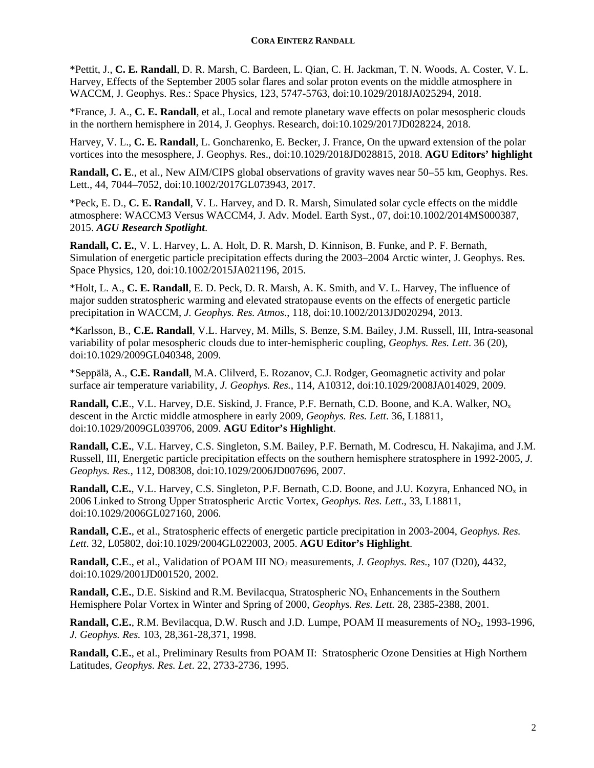*Pettit, J., **C. E. Randall**, D. R. Marsh, C. Bardeen, L. Qian, C. H. Jackman, T. N. Woods, A. Coster, V. L. Harvey, Effects of the September 2005 solar flares and solar proton events on the middle atmosphere in WACCM, J. Geophys. Res.: Space Physics, 123, 5747-5763, doi:10.1029/2018JA025294, 2018.

*France, J. A., **C. E. Randall**, et al., Local and remote planetary wave effects on polar mesospheric clouds in the northern hemisphere in 2014, J. Geophys. Research, doi:10.1029/2017JD028224, 2018.

Harvey, V. L., **C. E. Randall**, L. Goncharenko, E. Becker, J. France, On the upward extension of the polar vortices into the mesosphere, J. Geophys. Res., doi:10.1029/2018JD028815, 2018. **AGU Editors' highlight**

**Randall, C. E**., et al., New AIM/CIPS global observations of gravity waves near 50–55 km, Geophys. Res. Lett., 44, 7044–7052, doi:10.1002/2017GL073943, 2017.

*Peck, E. D., **C. E. Randall**, V. L. Harvey, and D. R. Marsh, Simulated solar cycle effects on the middle atmosphere: WACCM3 Versus WACCM4, J. Adv. Model. Earth Syst., 07, doi:10.1002/2014MS000387, 2015. ***AGU Research Spotlight***.

**Randall, C. E.**, V. L. Harvey, L. A. Holt, D. R. Marsh, D. Kinnison, B. Funke, and P. F. Bernath, Simulation of energetic particle precipitation effects during the 2003–2004 Arctic winter, J. Geophys. Res. Space Physics, 120, doi:10.1002/2015JA021196, 2015.

*Holt, L. A., **C. E. Randall**, E. D. Peck, D. R. Marsh, A. K. Smith, and V. L. Harvey, The influence of major sudden stratospheric warming and elevated stratopause events on the effects of energetic particle precipitation in WACCM, *J. Geophys. Res. Atmos*., 118, doi:10.1002/2013JD020294, 2013.

*Karlsson, B., **C.E. Randall**, V.L. Harvey, M. Mills, S. Benze, S.M. Bailey, J.M. Russell, III, Intra-seasonal variability of polar mesospheric clouds due to inter-hemispheric coupling, *Geophys. Res. Lett*. 36 (20), doi:10.1029/2009GL040348, 2009.

*Seppälä, A., **C.E. Randall**, M.A. Clilverd, E. Rozanov, C.J. Rodger, Geomagnetic activity and polar surface air temperature variability, *J. Geophys. Res.*, 114, A10312, doi:10.1029/2008JA014029, 2009.

**Randall, C.E**., V.L. Harvey, D.E. Siskind, J. France, P.F. Bernath, C.D. Boone, and K.A. Walker, $NO_x$ descent in the Arctic middle atmosphere in early 2009, *Geophys. Res. Lett*. 36, L18811, doi:10.1029/2009GL039706, 2009. **AGU Editor's Highlight**.

**Randall, C.E.**, V.L. Harvey, C.S. Singleton, S.M. Bailey, P.F. Bernath, M. Codrescu, H. Nakajima, and J.M. Russell, III, Energetic particle precipitation effects on the southern hemisphere stratosphere in 1992-2005, *J. Geophys. Res.*, 112, D08308, doi:10.1029/2006JD007696, 2007.

**Randall, C.E.**, V.L. Harvey, C.S. Singleton, P.F. Bernath, C.D. Boone, and J.U. Kozyra, Enhanced $NO_x$ in 2006 Linked to Strong Upper Stratospheric Arctic Vortex, *Geophys. Res. Lett*., 33, L18811, doi:10.1029/2006GL027160, 2006.

**Randall, C.E.**, et al., Stratospheric effects of energetic particle precipitation in 2003-2004, *Geophys. Res. Lett*. 32, L05802, doi:10.1029/2004GL022003, 2005. **AGU Editor's Highlight**.

**Randall, C.E**., et al., Validation of POAM III $NO_2$ measurements, *J. Geophys. Res.*, 107 (D20), 4432, doi:10.1029/2001JD001520, 2002.

**Randall, C.E.**, D.E. Siskind and R.M. Bevilacqua, Stratospheric $NO_x$ Enhancements in the Southern Hemisphere Polar Vortex in Winter and Spring of 2000, *Geophys. Res. Lett.* 28, 2385-2388, 2001.

**Randall, C.E.**, R.M. Bevilacqua, D.W. Rusch and J.D. Lumpe, POAM II measurements of $NO_2$, 1993-1996, *J. Geophys. Res.* 103, 28,361-28,371, 1998.

**Randall, C.E.**, et al., Preliminary Results from POAM II: Stratospheric Ozone Densities at High Northern Latitudes, *Geophys. Res. Let*. 22, 2733-2736, 1995.